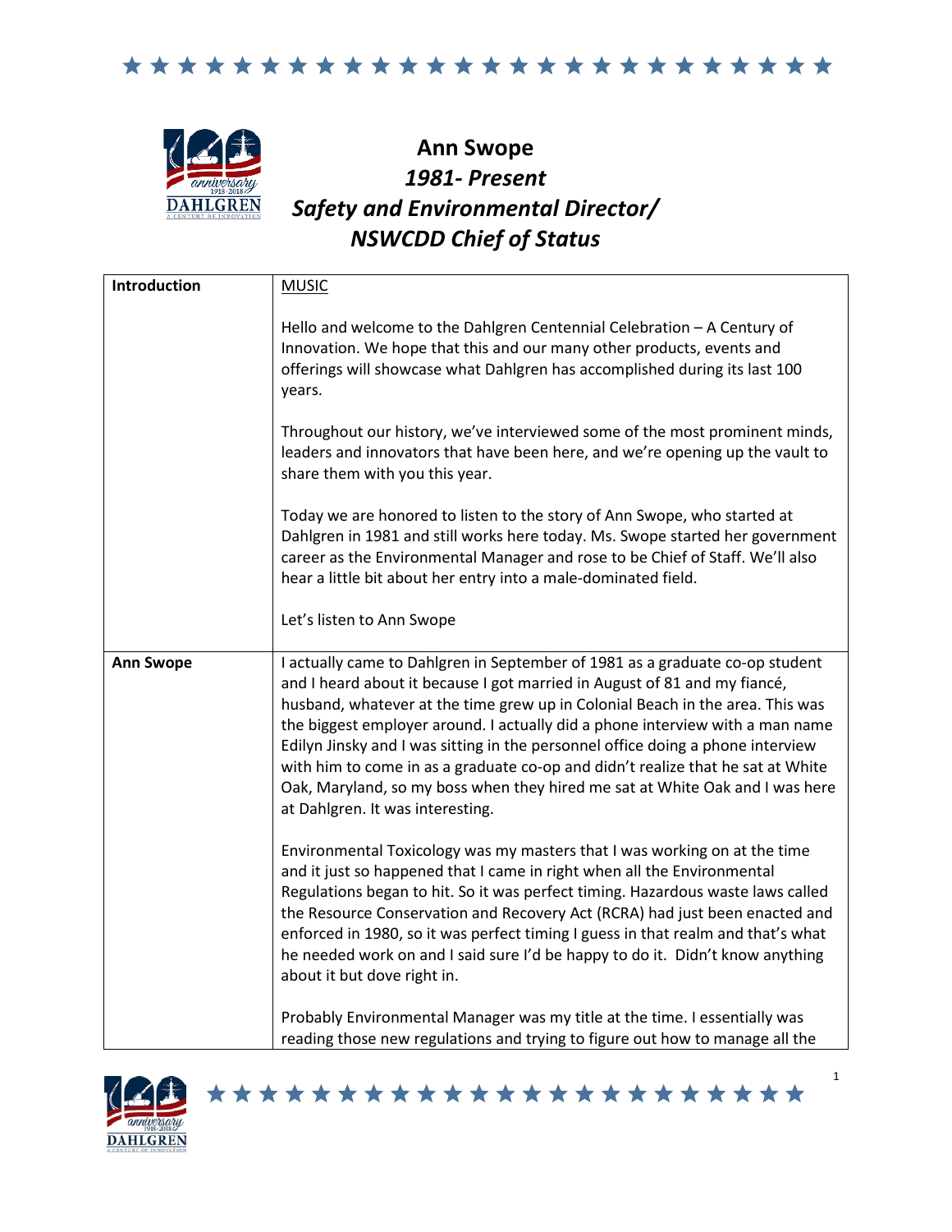# Ann Swope

## *1981- Present*

## *Safety and Environmental Director/ NSWCDD Chief of Status*

| | |
|---|---|
| **Introduction** | MUSIC<br><br>Hello and welcome to the Dahlgren Centennial Celebration – A Century of Innovation. We hope that this and our many other products, events and offerings will showcase what Dahlgren has accomplished during its last 100 years.<br><br>Throughout our history, we've interviewed some of the most prominent minds, leaders and innovators that have been here, and we're opening up the vault to share them with you this year.<br><br>Today we are honored to listen to the story of Ann Swope, who started at Dahlgren in 1981 and still works here today. Ms. Swope started her government career as the Environmental Manager and rose to be Chief of Staff. We'll also hear a little bit about her entry into a male-dominated field.<br><br>Let's listen to Ann Swope |
| **Ann Swope** | I actually came to Dahlgren in September of 1981 as a graduate co-op student and I heard about it because I got married in August of 81 and my fiancé, husband, whatever at the time grew up in Colonial Beach in the area. This was the biggest employer around. I actually did a phone interview with a man name Edilyn Jinsky and I was sitting in the personnel office doing a phone interview with him to come in as a graduate co-op and didn't realize that he sat at White Oak, Maryland, so my boss when they hired me sat at White Oak and I was here at Dahlgren. It was interesting.<br><br>Environmental Toxicology was my masters that I was working on at the time and it just so happened that I came in right when all the Environmental Regulations began to hit. So it was perfect timing. Hazardous waste laws called the Resource Conservation and Recovery Act (RCRA) had just been enacted and enforced in 1980, so it was perfect timing I guess in that realm and that's what he needed work on and I said sure I'd be happy to do it. Didn't know anything about it but dove right in.<br><br>Probably Environmental Manager was my title at the time. I essentially was reading those new regulations and trying to figure out how to manage all the |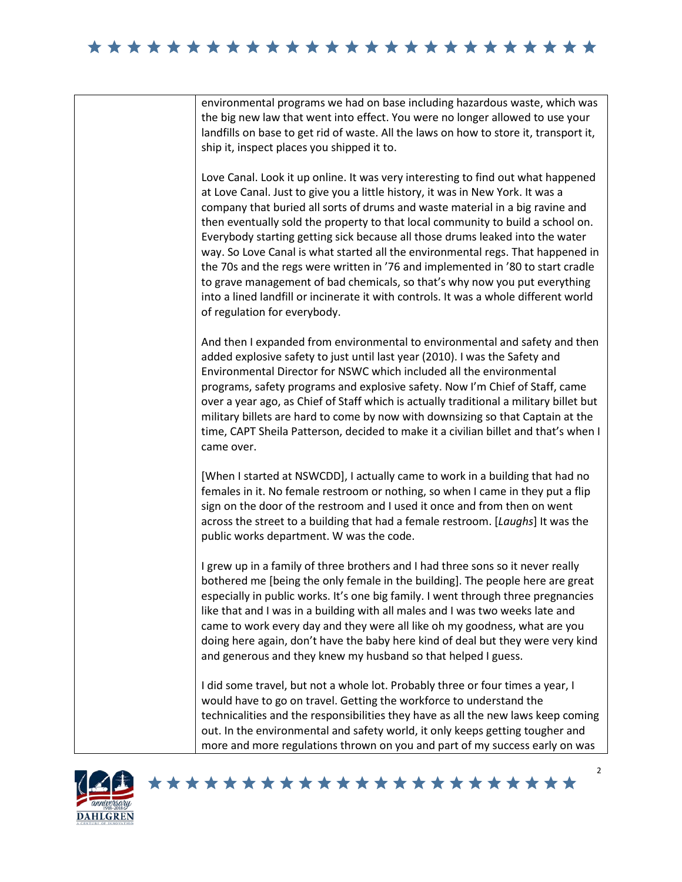environmental programs we had on base including hazardous waste, which was the big new law that went into effect. You were no longer allowed to use your landfills on base to get rid of waste. All the laws on how to store it, transport it, ship it, inspect places you shipped it to.

Love Canal. Look it up online. It was very interesting to find out what happened at Love Canal. Just to give you a little history, it was in New York. It was a company that buried all sorts of drums and waste material in a big ravine and then eventually sold the property to that local community to build a school on. Everybody starting getting sick because all those drums leaked into the water way. So Love Canal is what started all the environmental regs. That happened in the 70s and the regs were written in '76 and implemented in '80 to start cradle to grave management of bad chemicals, so that's why now you put everything into a lined landfill or incinerate it with controls. It was a whole different world of regulation for everybody.

And then I expanded from environmental to environmental and safety and then added explosive safety to just until last year (2010). I was the Safety and Environmental Director for NSWC which included all the environmental programs, safety programs and explosive safety. Now I'm Chief of Staff, came over a year ago, as Chief of Staff which is actually traditional a military billet but military billets are hard to come by now with downsizing so that Captain at the time, CAPT Sheila Patterson, decided to make it a civilian billet and that's when I came over.

[When I started at NSWCDD], I actually came to work in a building that had no females in it. No female restroom or nothing, so when I came in they put a flip sign on the door of the restroom and I used it once and from then on went across the street to a building that had a female restroom. [*Laughs*] It was the public works department. W was the code.

I grew up in a family of three brothers and I had three sons so it never really bothered me [being the only female in the building]. The people here are great especially in public works. It's one big family. I went through three pregnancies like that and I was in a building with all males and I was two weeks late and came to work every day and they were all like oh my goodness, what are you doing here again, don't have the baby here kind of deal but they were very kind and generous and they knew my husband so that helped I guess.

I did some travel, but not a whole lot. Probably three or four times a year, I would have to go on travel. Getting the workforce to understand the technicalities and the responsibilities they have as all the new laws keep coming out. In the environmental and safety world, it only keeps getting tougher and more and more regulations thrown on you and part of my success early on was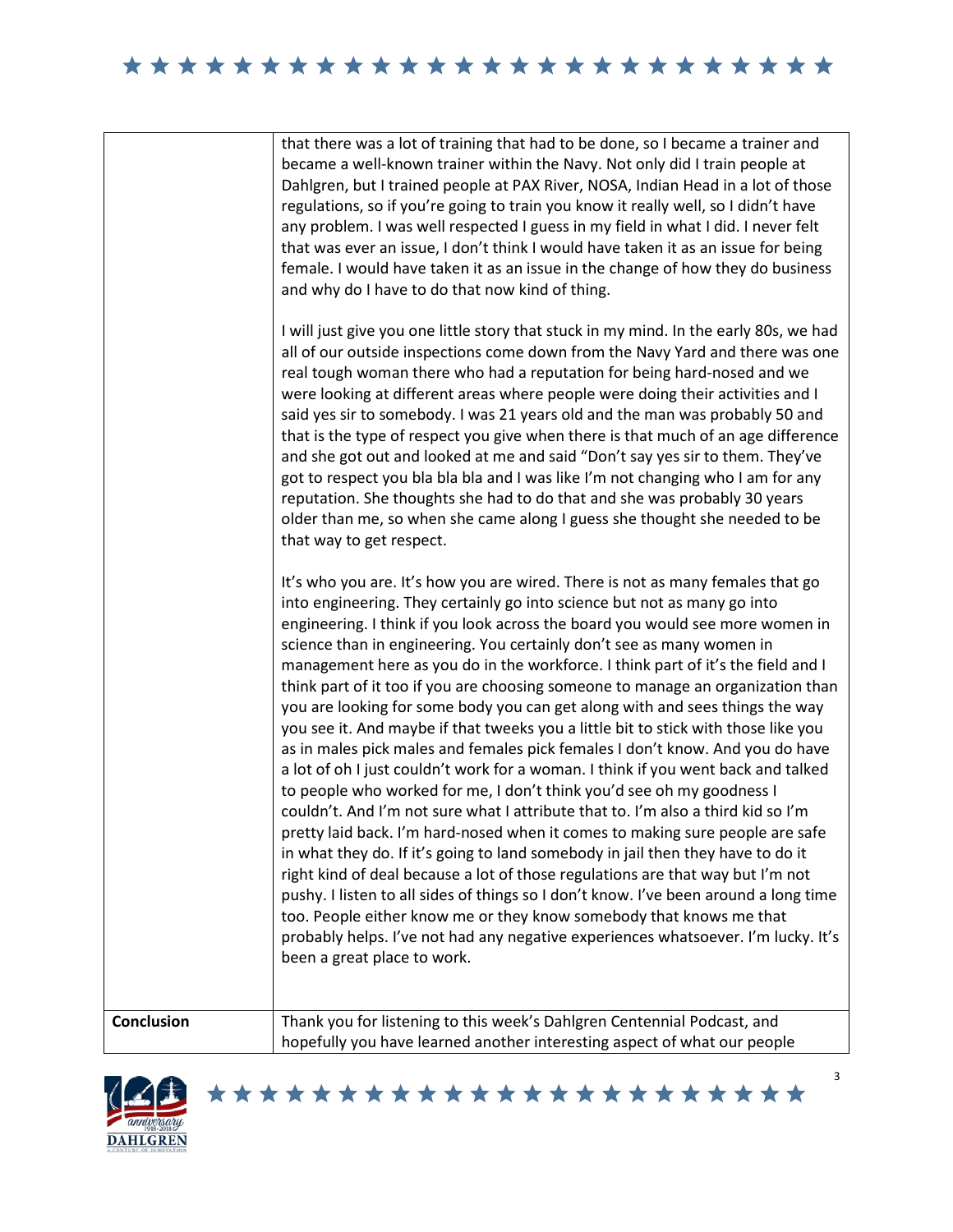| | |
|---|---|
| | that there was a lot of training that had to be done, so I became a trainer and became a well-known trainer within the Navy. Not only did I train people at Dahlgren, but I trained people at PAX River, NOSA, Indian Head in a lot of those regulations, so if you're going to train you know it really well, so I didn't have any problem. I was well respected I guess in my field in what I did. I never felt that was ever an issue, I don't think I would have taken it as an issue for being female. I would have taken it as an issue in the change of how they do business and why do I have to do that now kind of thing.<br><br>I will just give you one little story that stuck in my mind. In the early 80s, we had all of our outside inspections come down from the Navy Yard and there was one real tough woman there who had a reputation for being hard-nosed and we were looking at different areas where people were doing their activities and I said yes sir to somebody. I was 21 years old and the man was probably 50 and that is the type of respect you give when there is that much of an age difference and she got out and looked at me and said "Don't say yes sir to them. They've got to respect you bla bla bla and I was like I'm not changing who I am for any reputation. She thoughts she had to do that and she was probably 30 years older than me, so when she came along I guess she thought she needed to be that way to get respect.<br><br>It's who you are. It's how you are wired. There is not as many females that go into engineering. They certainly go into science but not as many go into engineering. I think if you look across the board you would see more women in science than in engineering. You certainly don't see as many women in management here as you do in the workforce. I think part of it's the field and I think part of it too if you are choosing someone to manage an organization than you are looking for some body you can get along with and sees things the way you see it. And maybe if that tweeks you a little bit to stick with those like you as in males pick males and females pick females I don't know. And you do have a lot of oh I just couldn't work for a woman. I think if you went back and talked to people who worked for me, I don't think you'd see oh my goodness I couldn't. And I'm not sure what I attribute that to. I'm also a third kid so I'm pretty laid back. I'm hard-nosed when it comes to making sure people are safe in what they do. If it's going to land somebody in jail then they have to do it right kind of deal because a lot of those regulations are that way but I'm not pushy. I listen to all sides of things so I don't know. I've been around a long time too. People either know me or they know somebody that knows me that probably helps. I've not had any negative experiences whatsoever. I'm lucky. It's been a great place to work. |
| **Conclusion** | Thank you for listening to this week's Dahlgren Centennial Podcast, and hopefully you have learned another interesting aspect of what our people |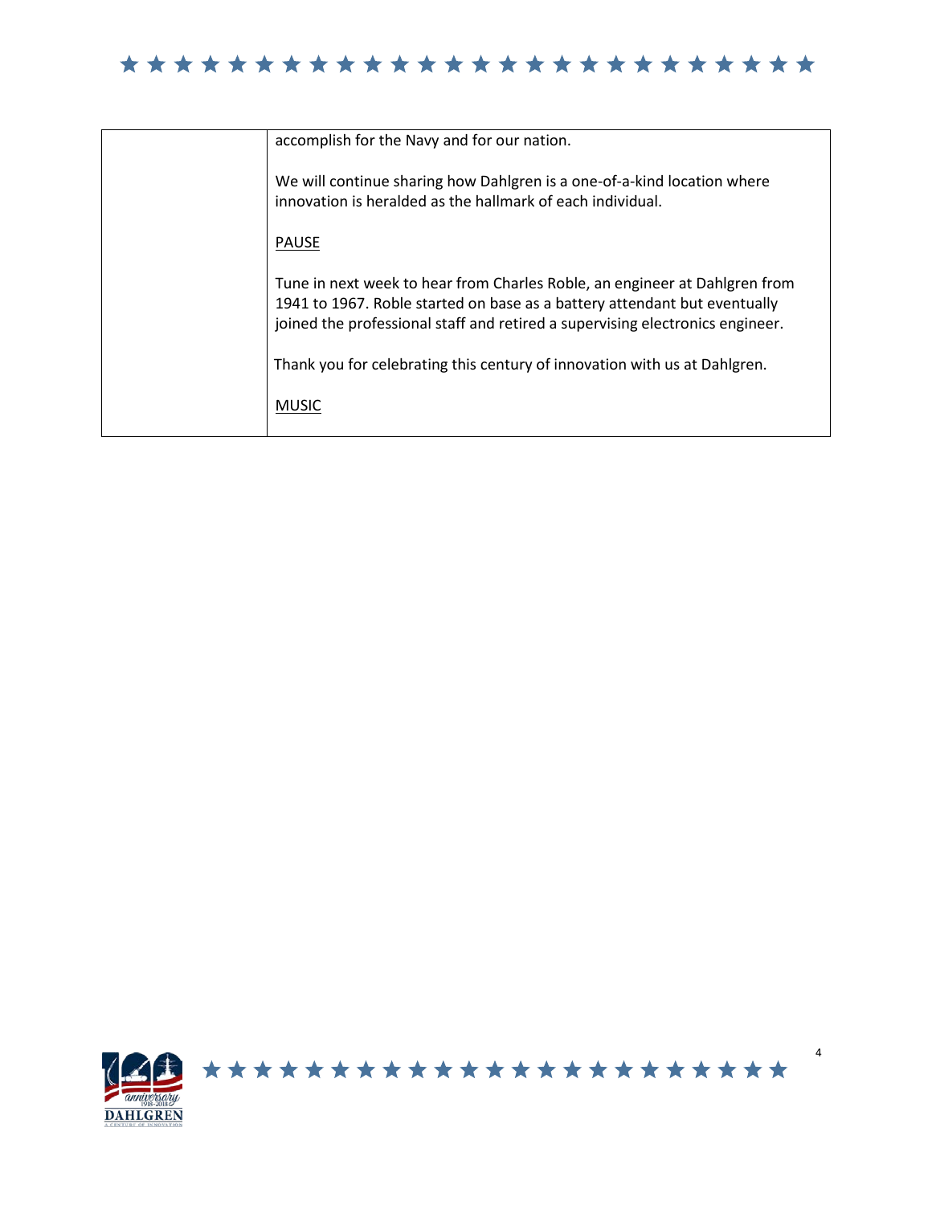| | |
|---|---|
| | accomplish for the Navy and for our nation.<br><br>We will continue sharing how Dahlgren is a one-of-a-kind location where innovation is heralded as the hallmark of each individual.<br><br>PAUSE<br><br>Tune in next week to hear from Charles Roble, an engineer at Dahlgren from 1941 to 1967. Roble started on base as a battery attendant but eventually joined the professional staff and retired a supervising electronics engineer.<br><br>Thank you for celebrating this century of innovation with us at Dahlgren.<br><br>MUSIC |